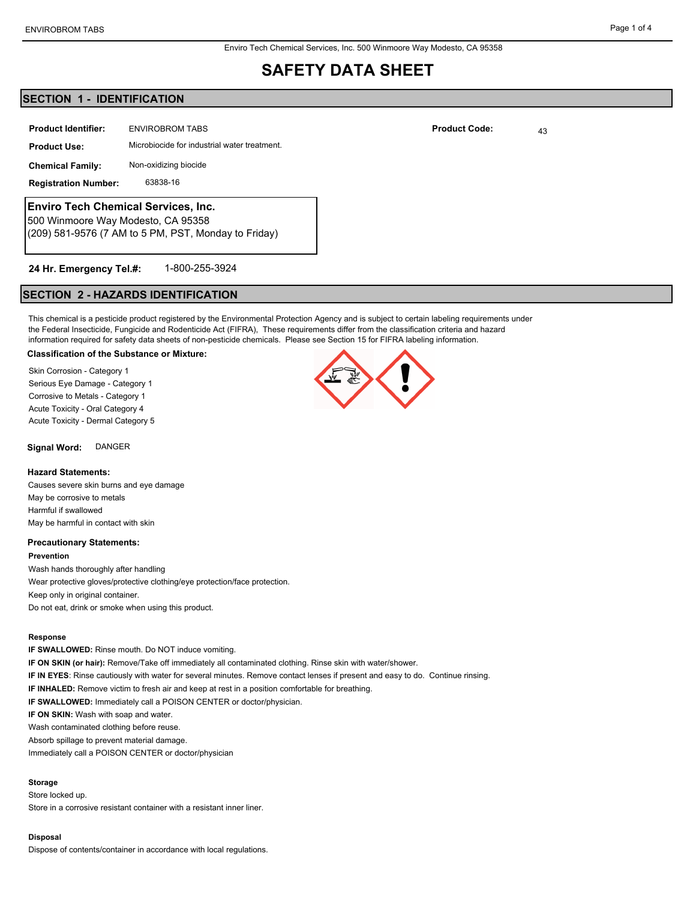Enviro Tech Chemical Services, Inc. 500 Winmoore Way Modesto, CA 95358

# SAFETY DATA SHEET

## SECTION 1 - IDENTIFICATION

**Product Identifier:** ENVIROBROM TABS

**Product Code:** 43

**Product Use:** Microbiocide for industrial water treatment.

**Chemical Family:** Non-oxidizing biocide

**Registration Number:** 63838-16

**Enviro Tech Chemical Services, Inc.**
500 Winmoore Way Modesto, CA 95358
(209) 581-9576 (7 AM to 5 PM, PST, Monday to Friday)

**24 Hr. Emergency Tel.#:** 1-800-255-3924

## SECTION 2 - HAZARDS IDENTIFICATION

This chemical is a pesticide product registered by the Environmental Protection Agency and is subject to certain labeling requirements under the Federal Insecticide, Fungicide and Rodenticide Act (FIFRA), These requirements differ from the classification criteria and hazard information required for safety data sheets of non-pesticide chemicals. Please see Section 15 for FIFRA labeling information.

**Classification of the Substance or Mixture:**

Skin Corrosion - Category 1
Serious Eye Damage - Category 1
Corrosive to Metals - Category 1
Acute Toxicity - Oral Category 4
Acute Toxicity - Dermal Category 5

**Signal Word:** DANGER

**Hazard Statements:**

Causes severe skin burns and eye damage
May be corrosive to metals
Harmful if swallowed
May be harmful in contact with skin

**Precautionary Statements:**

**Prevention**

Wash hands thoroughly after handling
Wear protective gloves/protective clothing/eye protection/face protection.
Keep only in original container.
Do not eat, drink or smoke when using this product.

**Response**

**IF SWALLOWED:** Rinse mouth. Do NOT induce vomiting.
**IF ON SKIN (or hair):** Remove/Take off immediately all contaminated clothing. Rinse skin with water/shower.
**IF IN EYES**: Rinse cautiously with water for several minutes. Remove contact lenses if present and easy to do. Continue rinsing.
**IF INHALED:** Remove victim to fresh air and keep at rest in a position comfortable for breathing.
**IF SWALLOWED:** Immediately call a POISON CENTER or doctor/physician.
**IF ON SKIN:** Wash with soap and water.
Wash contaminated clothing before reuse.
Absorb spillage to prevent material damage.
Immediately call a POISON CENTER or doctor/physician

**Storage**

Store locked up.
Store in a corrosive resistant container with a resistant inner liner.

**Disposal**

Dispose of contents/container in accordance with local regulations.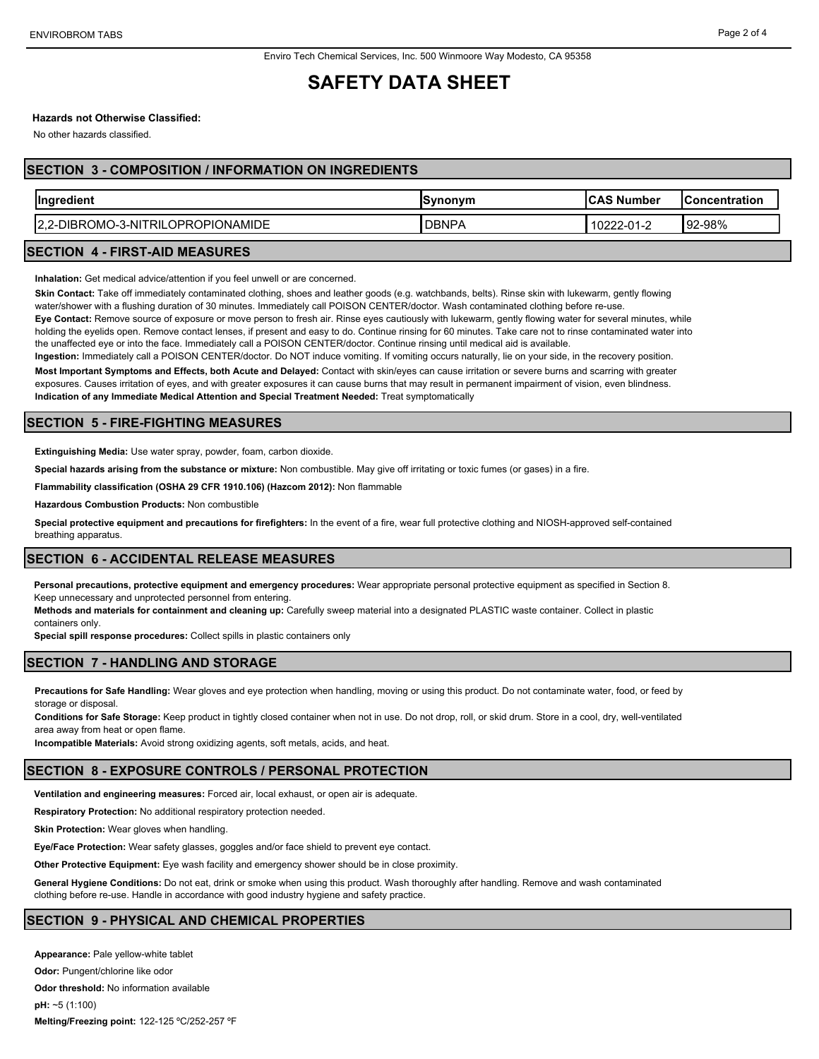Enviro Tech Chemical Services, Inc. 500 Winmoore Way Modesto, CA 95358

# SAFETY DATA SHEET

**Hazards not Otherwise Classified:**

No other hazards classified.

## SECTION 3 - COMPOSITION / INFORMATION ON INGREDIENTS

| Ingredient | Synonym | CAS Number | Concentration |
| --- | --- | --- | --- |
| 2,2-DIBROMO-3-NITRILOPROPIONAMIDE | DBNPA | 10222-01-2 | 92-98% |

## SECTION 4 - FIRST-AID MEASURES

**Inhalation:** Get medical advice/attention if you feel unwell or are concerned.

**Skin Contact:** Take off immediately contaminated clothing, shoes and leather goods (e.g. watchbands, belts). Rinse skin with lukewarm, gently flowing water/shower with a flushing duration of 30 minutes. Immediately call POISON CENTER/doctor. Wash contaminated clothing before re-use.

**Eye Contact:** Remove source of exposure or move person to fresh air. Rinse eyes cautiously with lukewarm, gently flowing water for several minutes, while holding the eyelids open. Remove contact lenses, if present and easy to do. Continue rinsing for 60 minutes. Take care not to rinse contaminated water into the unaffected eye or into the face. Immediately call a POISON CENTER/doctor. Continue rinsing until medical aid is available.

**Ingestion:** Immediately call a POISON CENTER/doctor. Do NOT induce vomiting. If vomiting occurs naturally, lie on your side, in the recovery position.

**Most Important Symptoms and Effects, both Acute and Delayed:** Contact with skin/eyes can cause irritation or severe burns and scarring with greater exposures. Causes irritation of eyes, and with greater exposures it can cause burns that may result in permanent impairment of vision, even blindness.

**Indication of any Immediate Medical Attention and Special Treatment Needed:** Treat symptomatically

## SECTION 5 - FIRE-FIGHTING MEASURES

**Extinguishing Media:** Use water spray, powder, foam, carbon dioxide.

**Special hazards arising from the substance or mixture:** Non combustible. May give off irritating or toxic fumes (or gases) in a fire.

**Flammability classification (OSHA 29 CFR 1910.106) (Hazcom 2012):** Non flammable

**Hazardous Combustion Products:** Non combustible

**Special protective equipment and precautions for firefighters:** In the event of a fire, wear full protective clothing and NIOSH-approved self-contained breathing apparatus.

## SECTION 6 - ACCIDENTAL RELEASE MEASURES

**Personal precautions, protective equipment and emergency procedures:** Wear appropriate personal protective equipment as specified in Section 8. Keep unnecessary and unprotected personnel from entering.

**Methods and materials for containment and cleaning up:** Carefully sweep material into a designated PLASTIC waste container. Collect in plastic containers only.

**Special spill response procedures:** Collect spills in plastic containers only

## SECTION 7 - HANDLING AND STORAGE

**Precautions for Safe Handling:** Wear gloves and eye protection when handling, moving or using this product. Do not contaminate water, food, or feed by storage or disposal.

**Conditions for Safe Storage:** Keep product in tightly closed container when not in use. Do not drop, roll, or skid drum. Store in a cool, dry, well-ventilated area away from heat or open flame.

**Incompatible Materials:** Avoid strong oxidizing agents, soft metals, acids, and heat.

## SECTION 8 - EXPOSURE CONTROLS / PERSONAL PROTECTION

**Ventilation and engineering measures:** Forced air, local exhaust, or open air is adequate.

**Respiratory Protection:** No additional respiratory protection needed.

**Skin Protection:** Wear gloves when handling.

**Eye/Face Protection:** Wear safety glasses, goggles and/or face shield to prevent eye contact.

**Other Protective Equipment:** Eye wash facility and emergency shower should be in close proximity.

**General Hygiene Conditions:** Do not eat, drink or smoke when using this product. Wash thoroughly after handling. Remove and wash contaminated clothing before re-use. Handle in accordance with good industry hygiene and safety practice.

## SECTION 9 - PHYSICAL AND CHEMICAL PROPERTIES

**Appearance:** Pale yellow-white tablet

**Odor:** Pungent/chlorine like odor

**Odor threshold:** No information available

**pH:** ~5 (1:100)

**Melting/Freezing point:** 122-125 ºC/252-257 ºF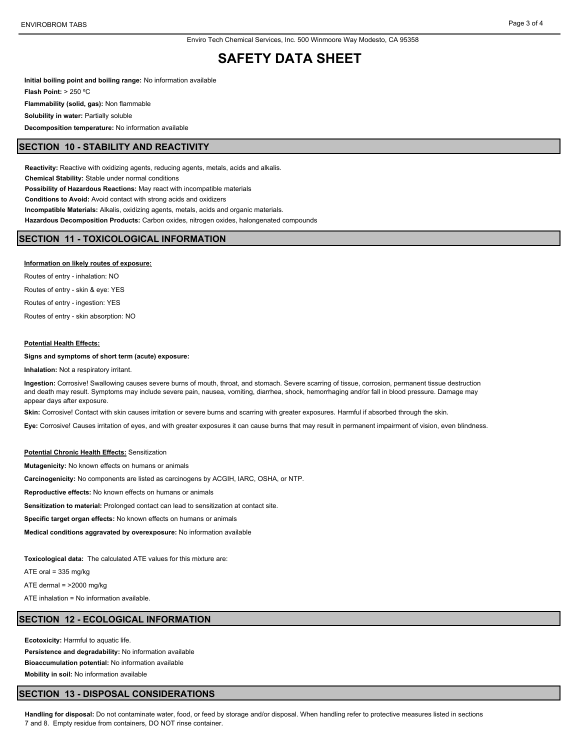**Initial boiling point and boiling range:** No information available

**Flash Point:** > 250 ºC

**Flammability (solid, gas):** Non flammable

**Solubility in water:** Partially soluble

**Decomposition temperature:** No information available

## SECTION 10 - STABILITY AND REACTIVITY

**Reactivity:** Reactive with oxidizing agents, reducing agents, metals, acids and alkalis.

**Chemical Stability:** Stable under normal conditions

**Possibility of Hazardous Reactions:** May react with incompatible materials

**Conditions to Avoid:** Avoid contact with strong acids and oxidizers

**Incompatible Materials:** Alkalis, oxidizing agents, metals, acids and organic materials.

**Hazardous Decomposition Products:** Carbon oxides, nitrogen oxides, halongenated compounds

## SECTION 11 - TOXICOLOGICAL INFORMATION

**Information on likely routes of exposure:**

Routes of entry - inhalation: NO

Routes of entry - skin & eye: YES

Routes of entry - ingestion: YES

Routes of entry - skin absorption: NO

**Potential Health Effects:**

**Signs and symptoms of short term (acute) exposure:**

**Inhalation:** Not a respiratory irritant.

**Ingestion:** Corrosive! Swallowing causes severe burns of mouth, throat, and stomach. Severe scarring of tissue, corrosion, permanent tissue destruction and death may result. Symptoms may include severe pain, nausea, vomiting, diarrhea, shock, hemorrhaging and/or fall in blood pressure. Damage may appear days after exposure.

**Skin:** Corrosive! Contact with skin causes irritation or severe burns and scarring with greater exposures. Harmful if absorbed through the skin.

**Eye:** Corrosive! Causes irritation of eyes, and with greater exposures it can cause burns that may result in permanent impairment of vision, even blindness.

**Potential Chronic Health Effects:** Sensitization

**Mutagenicity:** No known effects on humans or animals

**Carcinogenicity:** No components are listed as carcinogens by ACGIH, IARC, OSHA, or NTP.

**Reproductive effects:** No known effects on humans or animals

**Sensitization to material:** Prolonged contact can lead to sensitization at contact site.

**Specific target organ effects:** No known effects on humans or animals

**Medical conditions aggravated by overexposure:** No information available

**Toxicological data:** The calculated ATE values for this mixture are:

ATE oral = 335 mg/kg

ATE dermal = >2000 mg/kg

ATE inhalation = No information available.

## SECTION 12 - ECOLOGICAL INFORMATION

**Ecotoxicity:** Harmful to aquatic life.

**Persistence and degradability:** No information available

**Bioaccumulation potential:** No information available

**Mobility in soil:** No information available

## SECTION 13 - DISPOSAL CONSIDERATIONS

**Handling for disposal:** Do not contaminate water, food, or feed by storage and/or disposal. When handling refer to protective measures listed in sections 7 and 8. Empty residue from containers, DO NOT rinse container.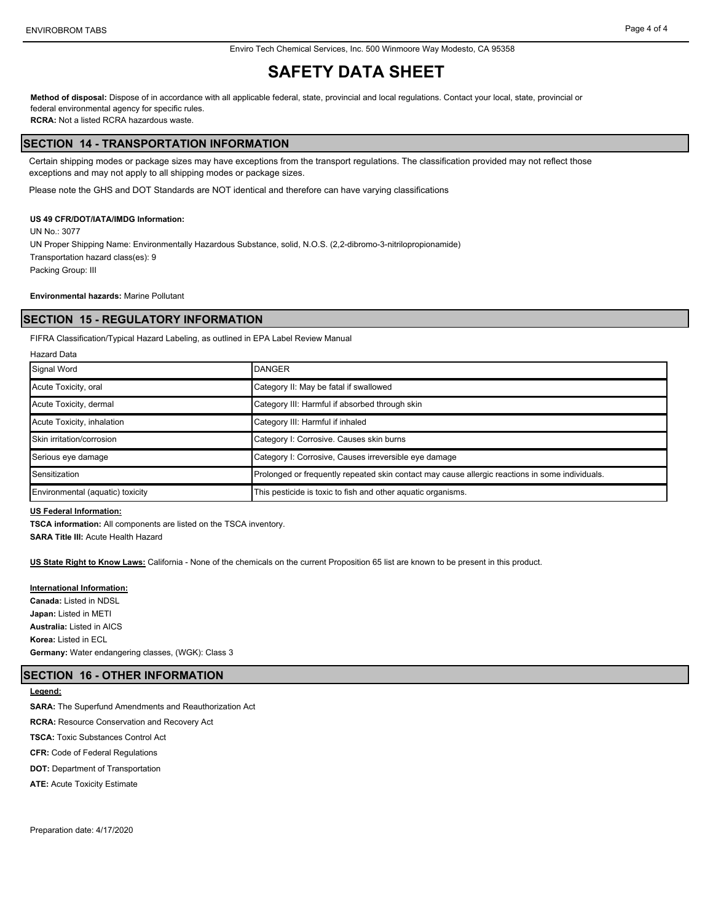Enviro Tech Chemical Services, Inc. 500 Winmoore Way Modesto, CA 95358

# SAFETY DATA SHEET

**Method of disposal:** Dispose of in accordance with all applicable federal, state, provincial and local regulations. Contact your local, state, provincial or federal environmental agency for specific rules.
**RCRA:** Not a listed RCRA hazardous waste.

## SECTION 14 - TRANSPORTATION INFORMATION

Certain shipping modes or package sizes may have exceptions from the transport regulations. The classification provided may not reflect those exceptions and may not apply to all shipping modes or package sizes.

Please note the GHS and DOT Standards are NOT identical and therefore can have varying classifications

**US 49 CFR/DOT/IATA/IMDG Information:**

UN No.: 3077
UN Proper Shipping Name: Environmentally Hazardous Substance, solid, N.O.S. (2,2-dibromo-3-nitrilopropionamide)
Transportation hazard class(es): 9
Packing Group: III

**Environmental hazards:** Marine Pollutant

## SECTION 15 - REGULATORY INFORMATION

FIFRA Classification/Typical Hazard Labeling, as outlined in EPA Label Review Manual

Hazard Data

| | |
|---|---|
| Signal Word | DANGER |
| Acute Toxicity, oral | Category II: May be fatal if swallowed |
| Acute Toxicity, dermal | Category III: Harmful if absorbed through skin |
| Acute Toxicity, inhalation | Category III: Harmful if inhaled |
| Skin irritation/corrosion | Category I: Corrosive. Causes skin burns |
| Serious eye damage | Category I: Corrosive, Causes irreversible eye damage |
| Sensitization | Prolonged or frequently repeated skin contact may cause allergic reactions in some individuals. |
| Environmental (aquatic) toxicity | This pesticide is toxic to fish and other aquatic organisms. |

**US Federal Information:**

**TSCA information:** All components are listed on the TSCA inventory.
**SARA Title III:** Acute Health Hazard

**US State Right to Know Laws:** California - None of the chemicals on the current Proposition 65 list are known to be present in this product.

**International Information:**

**Canada:** Listed in NDSL
**Japan:** Listed in METI
**Australia:** Listed in AICS
**Korea:** Listed in ECL
**Germany:** Water endangering classes, (WGK): Class 3

## SECTION 16 - OTHER INFORMATION

**Legend:**

**SARA:** The Superfund Amendments and Reauthorization Act
**RCRA:** Resource Conservation and Recovery Act
**TSCA:** Toxic Substances Control Act
**CFR:** Code of Federal Regulations
**DOT:** Department of Transportation
**ATE:** Acute Toxicity Estimate

Preparation date: 4/17/2020